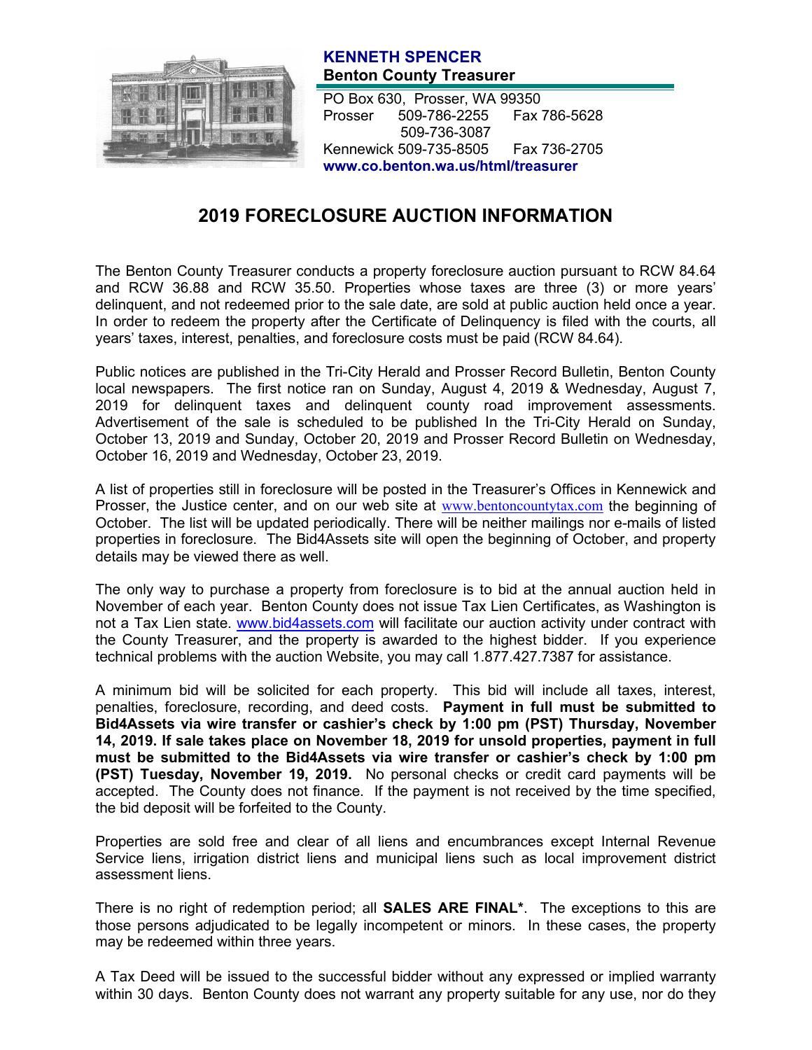**KENNETH SPENCER**
**Benton County Treasurer**

PO Box 630, Prosser, WA 99350
Prosser 509-786-2255 Fax 786-5628
509-736-3087
Kennewick 509-735-8505 Fax 736-2705
**www.co.benton.wa.us/html/treasurer**

# 2019 FORECLOSURE AUCTION INFORMATION

The Benton County Treasurer conducts a property foreclosure auction pursuant to RCW 84.64 and RCW 36.88 and RCW 35.50. Properties whose taxes are three (3) or more years' delinquent, and not redeemed prior to the sale date, are sold at public auction held once a year. In order to redeem the property after the Certificate of Delinquency is filed with the courts, all years' taxes, interest, penalties, and foreclosure costs must be paid (RCW 84.64).

Public notices are published in the Tri-City Herald and Prosser Record Bulletin, Benton County local newspapers. The first notice ran on Sunday, August 4, 2019 & Wednesday, August 7, 2019 for delinquent taxes and delinquent county road improvement assessments. Advertisement of the sale is scheduled to be published In the Tri-City Herald on Sunday, October 13, 2019 and Sunday, October 20, 2019 and Prosser Record Bulletin on Wednesday, October 16, 2019 and Wednesday, October 23, 2019.

A list of properties still in foreclosure will be posted in the Treasurer's Offices in Kennewick and Prosser, the Justice center, and on our web site at www.bentoncountytax.com the beginning of October. The list will be updated periodically. There will be neither mailings nor e-mails of listed properties in foreclosure. The Bid4Assets site will open the beginning of October, and property details may be viewed there as well.

The only way to purchase a property from foreclosure is to bid at the annual auction held in November of each year. Benton County does not issue Tax Lien Certificates, as Washington is not a Tax Lien state. www.bid4assets.com will facilitate our auction activity under contract with the County Treasurer, and the property is awarded to the highest bidder. If you experience technical problems with the auction Website, you may call 1.877.427.7387 for assistance.

A minimum bid will be solicited for each property. This bid will include all taxes, interest, penalties, foreclosure, recording, and deed costs. **Payment in full must be submitted to Bid4Assets via wire transfer or cashier's check by 1:00 pm (PST) Thursday, November 14, 2019. If sale takes place on November 18, 2019 for unsold properties, payment in full must be submitted to the Bid4Assets via wire transfer or cashier's check by 1:00 pm (PST) Tuesday, November 19, 2019.** No personal checks or credit card payments will be accepted. The County does not finance. If the payment is not received by the time specified, the bid deposit will be forfeited to the County.

Properties are sold free and clear of all liens and encumbrances except Internal Revenue Service liens, irrigation district liens and municipal liens such as local improvement district assessment liens.

There is no right of redemption period; all **SALES ARE FINAL***. The exceptions to this are those persons adjudicated to be legally incompetent or minors. In these cases, the property may be redeemed within three years.

A Tax Deed will be issued to the successful bidder without any expressed or implied warranty within 30 days. Benton County does not warrant any property suitable for any use, nor do they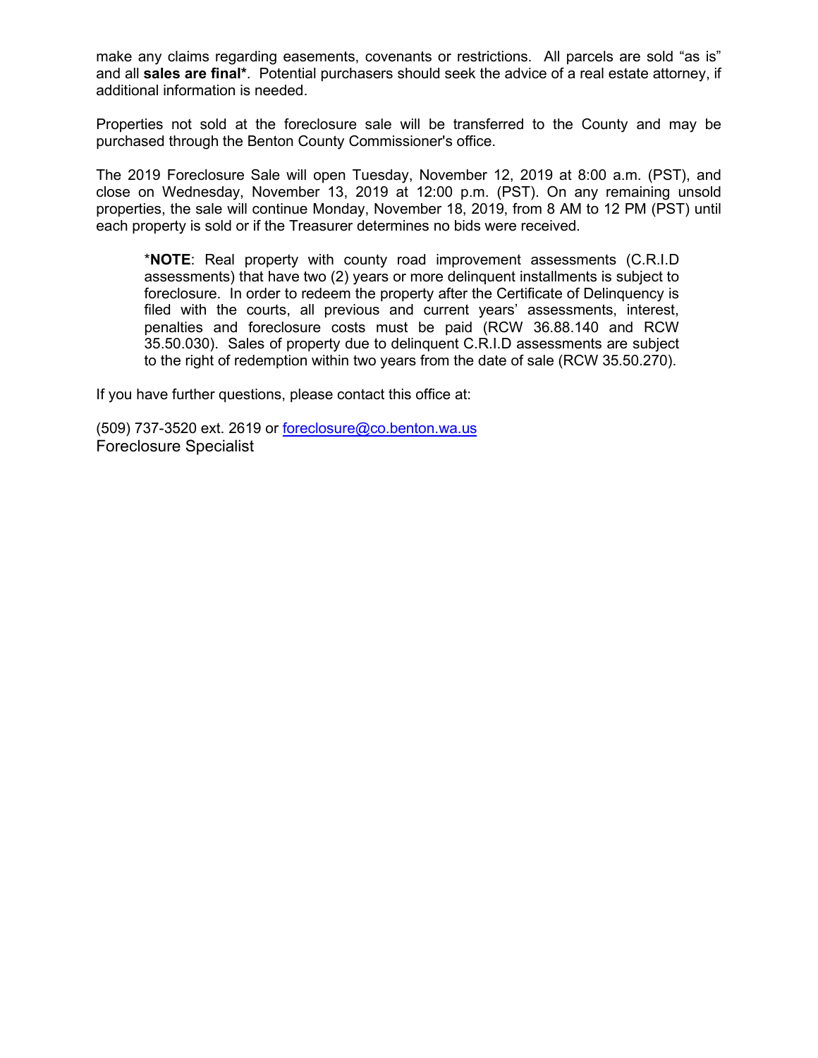make any claims regarding easements, covenants or restrictions. All parcels are sold "as is" and all **sales are final***. Potential purchasers should seek the advice of a real estate attorney, if additional information is needed.

Properties not sold at the foreclosure sale will be transferred to the County and may be purchased through the Benton County Commissioner's office.

The 2019 Foreclosure Sale will open Tuesday, November 12, 2019 at 8:00 a.m. (PST), and close on Wednesday, November 13, 2019 at 12:00 p.m. (PST). On any remaining unsold properties, the sale will continue Monday, November 18, 2019, from 8 AM to 12 PM (PST) until each property is sold or if the Treasurer determines no bids were received.

> ***NOTE**: Real property with county road improvement assessments (C.R.I.D assessments) that have two (2) years or more delinquent installments is subject to foreclosure. In order to redeem the property after the Certificate of Delinquency is filed with the courts, all previous and current years' assessments, interest, penalties and foreclosure costs must be paid (RCW 36.88.140 and RCW 35.50.030). Sales of property due to delinquent C.R.I.D assessments are subject to the right of redemption within two years from the date of sale (RCW 35.50.270).

If you have further questions, please contact this office at:

(509) 737-3520 ext. 2619 or foreclosure@co.benton.wa.us
Foreclosure Specialist